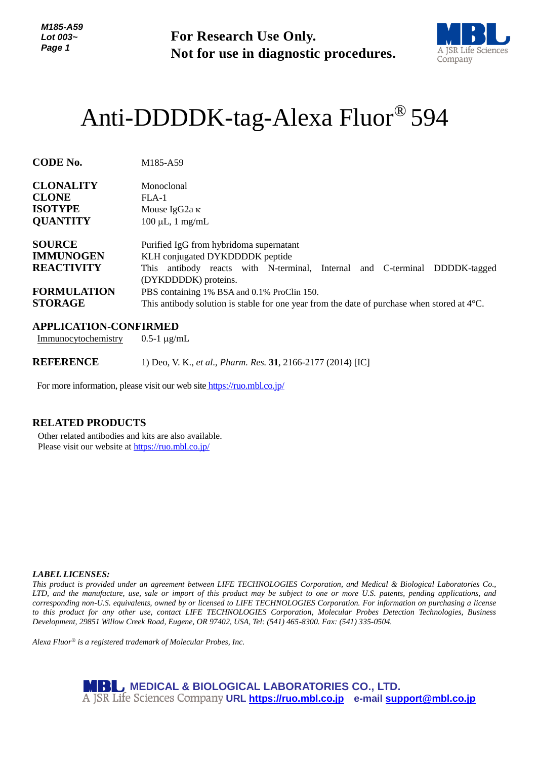**For Research Use Only.**
**Not for use in diagnostic procedures.**

# Anti-DDDDK-tag-Alexa Fluor® 594

| | |
|---|---|
| **CODE No.** | M185-A59 |
| **CLONALITY** | Monoclonal |
| **CLONE** | FLA-1 |
| **ISOTYPE** | Mouse IgG2a κ |
| **QUANTITY** | 100 μL, 1 mg/mL |
| **SOURCE** | Purified IgG from hybridoma supernatant |
| **IMMUNOGEN** | KLH conjugated DYKDDDDK peptide |
| **REACTIVITY** | This antibody reacts with N-terminal, Internal and C-terminal DDDDK-tagged (DYKDDDDK) proteins. |
| **FORMULATION** | PBS containing 1% BSA and 0.1% ProClin 150. |
| **STORAGE** | This antibody solution is stable for one year from the date of purchase when stored at 4°C. |

## APPLICATION-CONFIRMED

Immunocytochemistry    0.5-1 μg/mL

**REFERENCE**    1) Deo, V. K., *et al*., *Pharm. Res.* **31**, 2166-2177 (2014) [IC]

For more information, please visit our web site https://ruo.mbl.co.jp/

## RELATED PRODUCTS

Other related antibodies and kits are also available.
Please visit our website at https://ruo.mbl.co.jp/

***LABEL LICENSES:***

*This product is provided under an agreement between LIFE TECHNOLOGIES Corporation, and Medical & Biological Laboratories Co., LTD, and the manufacture, use, sale or import of this product may be subject to one or more U.S. patents, pending applications, and corresponding non-U.S. equivalents, owned by or licensed to LIFE TECHNOLOGIES Corporation. For information on purchasing a license to this product for any other use, contact LIFE TECHNOLOGIES Corporation, Molecular Probes Detection Technologies, Business Development, 29851 Willow Creek Road, Eugene, OR 97402, USA, Tel: (541) 465-8300. Fax: (541) 335-0504.*

*Alexa Fluor® is a registered trademark of Molecular Probes, Inc.*

**MEDICAL & BIOLOGICAL LABORATORIES CO., LTD.**
A JSR Life Sciences Company **URL https://ruo.mbl.co.jp e-mail support@mbl.co.jp**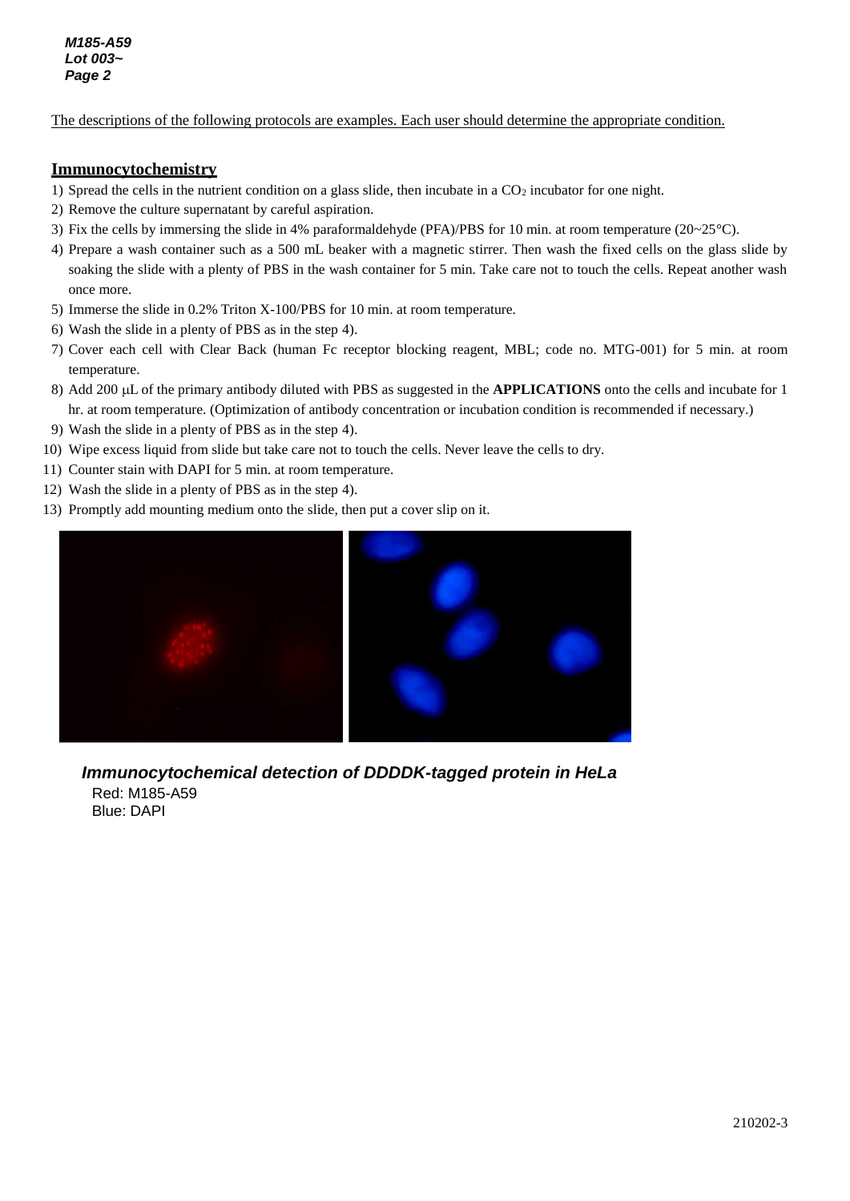The descriptions of the following protocols are examples. Each user should determine the appropriate condition.

## Immunocytochemistry

1) Spread the cells in the nutrient condition on a glass slide, then incubate in a $CO_2$ incubator for one night.
2) Remove the culture supernatant by careful aspiration.
3) Fix the cells by immersing the slide in 4% paraformaldehyde (PFA)/PBS for 10 min. at room temperature (20~25°C).
4) Prepare a wash container such as a 500 mL beaker with a magnetic stirrer. Then wash the fixed cells on the glass slide by soaking the slide with a plenty of PBS in the wash container for 5 min. Take care not to touch the cells. Repeat another wash once more.
5) Immerse the slide in 0.2% Triton X-100/PBS for 10 min. at room temperature.
6) Wash the slide in a plenty of PBS as in the step 4).
7) Cover each cell with Clear Back (human Fc receptor blocking reagent, MBL; code no. MTG-001) for 5 min. at room temperature.
8) Add 200 μL of the primary antibody diluted with PBS as suggested in the **APPLICATIONS** onto the cells and incubate for 1 hr. at room temperature. (Optimization of antibody concentration or incubation condition is recommended if necessary.)
9) Wash the slide in a plenty of PBS as in the step 4).
10) Wipe excess liquid from slide but take care not to touch the cells. Never leave the cells to dry.
11) Counter stain with DAPI for 5 min. at room temperature.
12) Wash the slide in a plenty of PBS as in the step 4).
13) Promptly add mounting medium onto the slide, then put a cover slip on it.

***Immunocytochemical detection of DDDDK-tagged protein in HeLa***

Red: M185-A59
Blue: DAPI